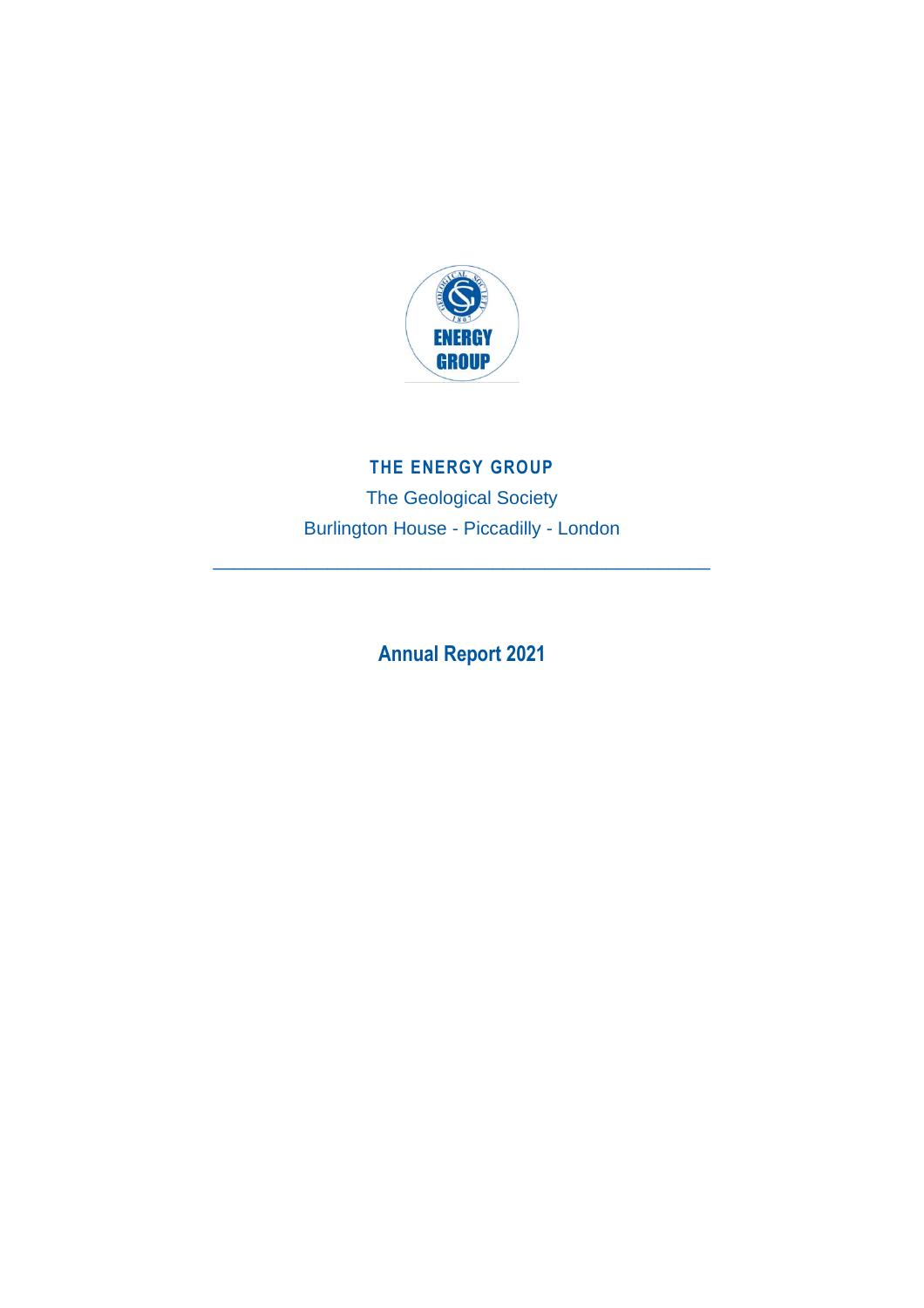**THE ENERGY GROUP**

The Geological Society

Burlington House - Piccadilly - London

---

# Annual Report 2021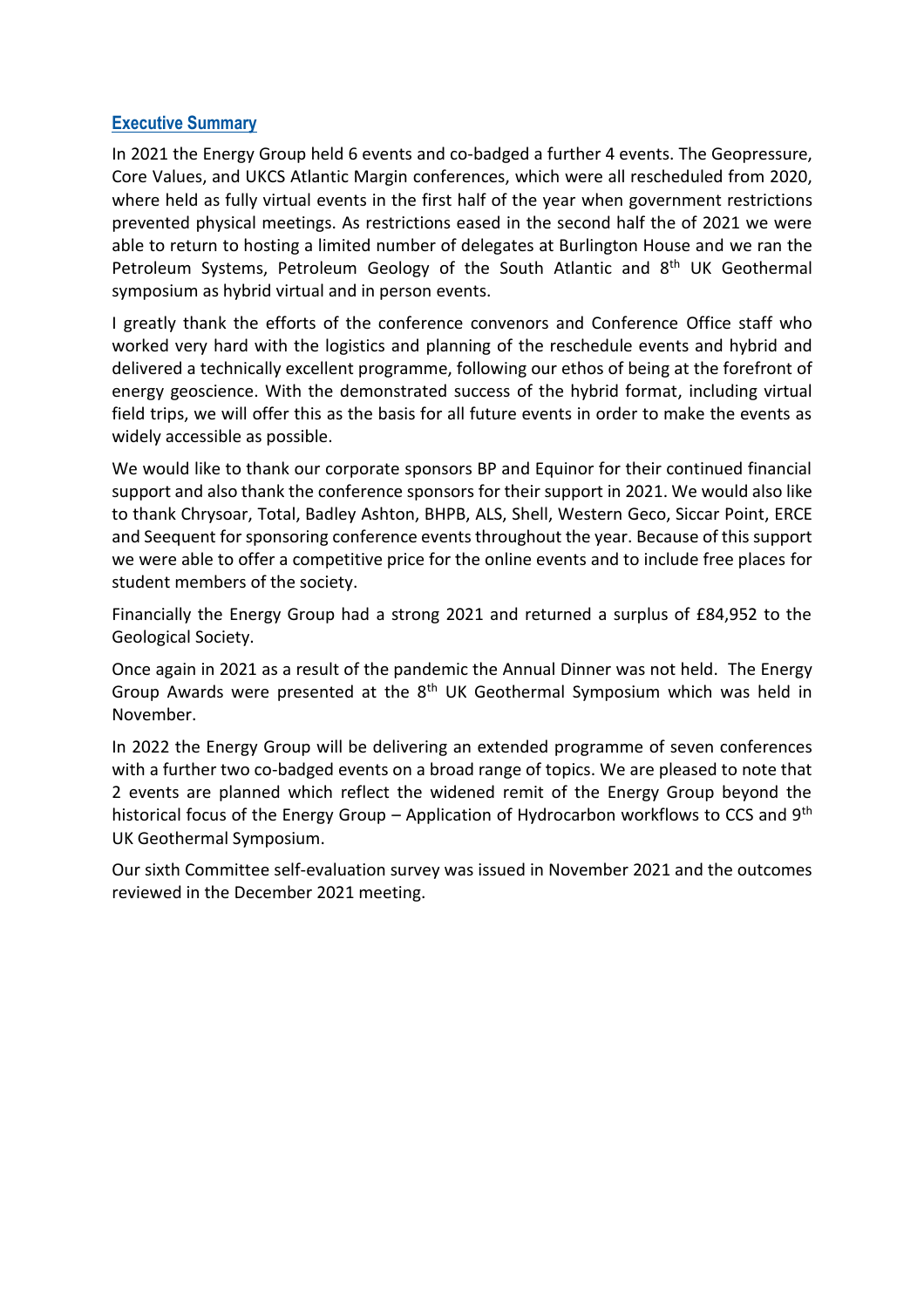## Executive Summary

In 2021 the Energy Group held 6 events and co-badged a further 4 events. The Geopressure, Core Values, and UKCS Atlantic Margin conferences, which were all rescheduled from 2020, where held as fully virtual events in the first half of the year when government restrictions prevented physical meetings. As restrictions eased in the second half the of 2021 we were able to return to hosting a limited number of delegates at Burlington House and we ran the Petroleum Systems, Petroleum Geology of the South Atlantic and 8th UK Geothermal symposium as hybrid virtual and in person events.

I greatly thank the efforts of the conference convenors and Conference Office staff who worked very hard with the logistics and planning of the reschedule events and hybrid and delivered a technically excellent programme, following our ethos of being at the forefront of energy geoscience. With the demonstrated success of the hybrid format, including virtual field trips, we will offer this as the basis for all future events in order to make the events as widely accessible as possible.

We would like to thank our corporate sponsors BP and Equinor for their continued financial support and also thank the conference sponsors for their support in 2021. We would also like to thank Chrysoar, Total, Badley Ashton, BHPB, ALS, Shell, Western Geco, Siccar Point, ERCE and Seequent for sponsoring conference events throughout the year. Because of this support we were able to offer a competitive price for the online events and to include free places for student members of the society.

Financially the Energy Group had a strong 2021 and returned a surplus of £84,952 to the Geological Society.

Once again in 2021 as a result of the pandemic the Annual Dinner was not held. The Energy Group Awards were presented at the 8th UK Geothermal Symposium which was held in November.

In 2022 the Energy Group will be delivering an extended programme of seven conferences with a further two co-badged events on a broad range of topics. We are pleased to note that 2 events are planned which reflect the widened remit of the Energy Group beyond the historical focus of the Energy Group – Application of Hydrocarbon workflows to CCS and 9th UK Geothermal Symposium.

Our sixth Committee self-evaluation survey was issued in November 2021 and the outcomes reviewed in the December 2021 meeting.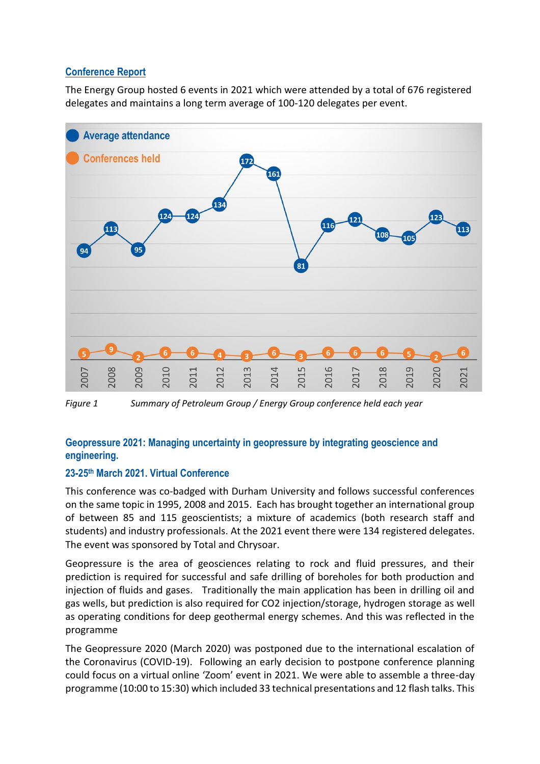## Conference Report

The Energy Group hosted 6 events in 2021 which were attended by a total of 676 registered delegates and maintains a long term average of 100-120 delegates per event.

| Year | Average attendance | Conferences held |
|---|---|---|
| 2007 | 94 | 5 |
| 2008 | 113 | 9 |
| 2009 | 95 | 2 |
| 2010 | 124 | 6 |
| 2011 | 124 | 6 |
| 2012 | 134 | 4 |
| 2013 | 172 | 3 |
| 2014 | 161 | 6 |
| 2015 | 81 | 3 |
| 2016 | 116 | 6 |
| 2017 | 121 | 6 |
| 2018 | 108 | 6 |
| 2019 | 105 | 5 |
| 2020 | 123 | 2 |
| 2021 | 113 | 6 |

*Figure 1 Summary of Petroleum Group / Energy Group conference held each year*

### Geopressure 2021: Managing uncertainty in geopressure by integrating geoscience and engineering.

### 23-25th March 2021. Virtual Conference

This conference was co-badged with Durham University and follows successful conferences on the same topic in 1995, 2008 and 2015. Each has brought together an international group of between 85 and 115 geoscientists; a mixture of academics (both research staff and students) and industry professionals. At the 2021 event there were 134 registered delegates. The event was sponsored by Total and Chrysoar.

Geopressure is the area of geosciences relating to rock and fluid pressures, and their prediction is required for successful and safe drilling of boreholes for both production and injection of fluids and gases. Traditionally the main application has been in drilling oil and gas wells, but prediction is also required for CO2 injection/storage, hydrogen storage as well as operating conditions for deep geothermal energy schemes. And this was reflected in the programme

The Geopressure 2020 (March 2020) was postponed due to the international escalation of the Coronavirus (COVID-19). Following an early decision to postpone conference planning could focus on a virtual online 'Zoom' event in 2021. We were able to assemble a three-day programme (10:00 to 15:30) which included 33 technical presentations and 12 flash talks. This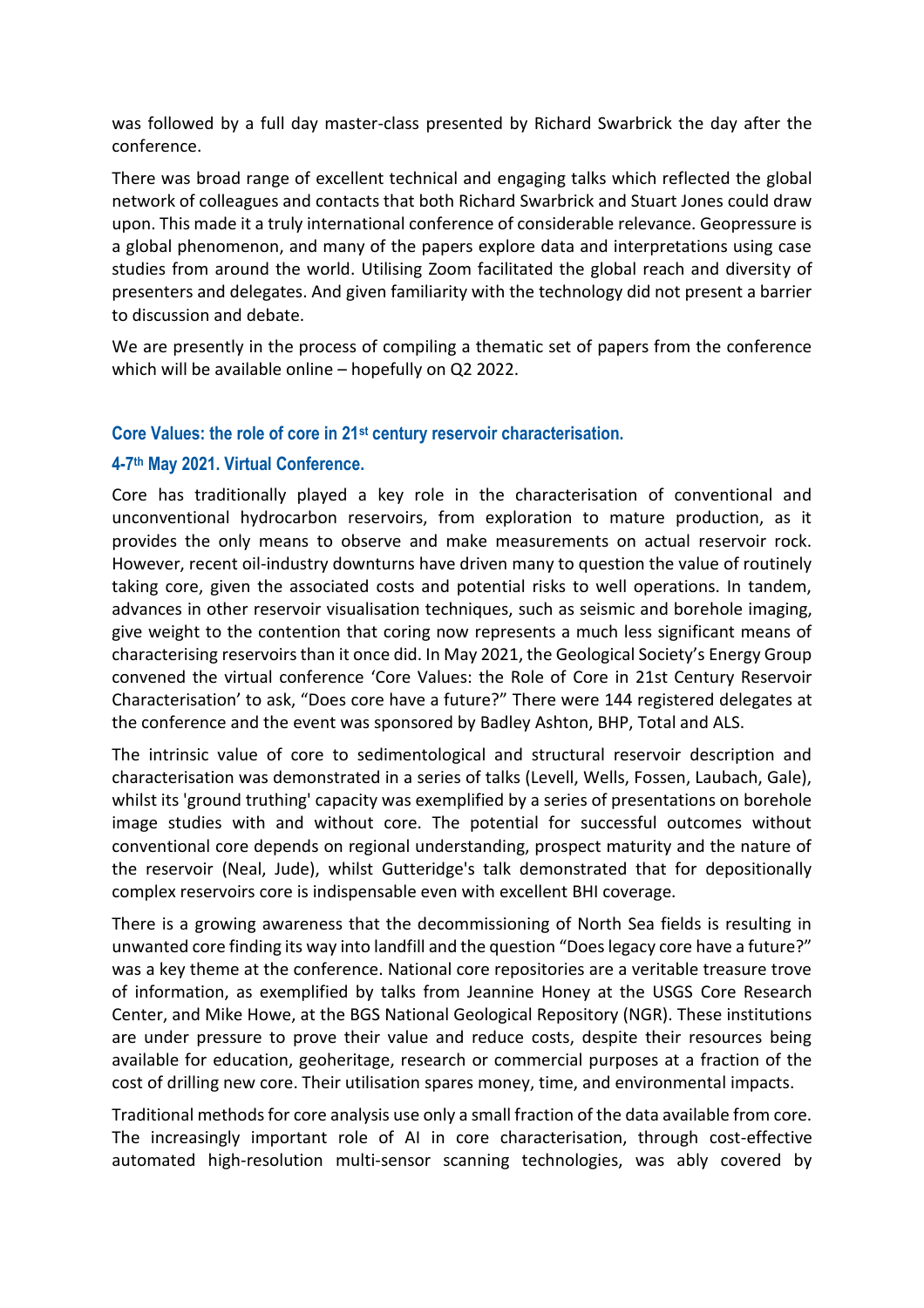was followed by a full day master-class presented by Richard Swarbrick the day after the conference.

There was broad range of excellent technical and engaging talks which reflected the global network of colleagues and contacts that both Richard Swarbrick and Stuart Jones could draw upon. This made it a truly international conference of considerable relevance. Geopressure is a global phenomenon, and many of the papers explore data and interpretations using case studies from around the world. Utilising Zoom facilitated the global reach and diversity of presenters and delegates. And given familiarity with the technology did not present a barrier to discussion and debate.

We are presently in the process of compiling a thematic set of papers from the conference which will be available online – hopefully on Q2 2022.

### Core Values: the role of core in 21st century reservoir characterisation.

### 4-7th May 2021. Virtual Conference.

Core has traditionally played a key role in the characterisation of conventional and unconventional hydrocarbon reservoirs, from exploration to mature production, as it provides the only means to observe and make measurements on actual reservoir rock. However, recent oil-industry downturns have driven many to question the value of routinely taking core, given the associated costs and potential risks to well operations. In tandem, advances in other reservoir visualisation techniques, such as seismic and borehole imaging, give weight to the contention that coring now represents a much less significant means of characterising reservoirs than it once did. In May 2021, the Geological Society's Energy Group convened the virtual conference 'Core Values: the Role of Core in 21st Century Reservoir Characterisation' to ask, "Does core have a future?" There were 144 registered delegates at the conference and the event was sponsored by Badley Ashton, BHP, Total and ALS.

The intrinsic value of core to sedimentological and structural reservoir description and characterisation was demonstrated in a series of talks (Levell, Wells, Fossen, Laubach, Gale), whilst its 'ground truthing' capacity was exemplified by a series of presentations on borehole image studies with and without core. The potential for successful outcomes without conventional core depends on regional understanding, prospect maturity and the nature of the reservoir (Neal, Jude), whilst Gutteridge's talk demonstrated that for depositionally complex reservoirs core is indispensable even with excellent BHI coverage.

There is a growing awareness that the decommissioning of North Sea fields is resulting in unwanted core finding its way into landfill and the question "Does legacy core have a future?" was a key theme at the conference. National core repositories are a veritable treasure trove of information, as exemplified by talks from Jeannine Honey at the USGS Core Research Center, and Mike Howe, at the BGS National Geological Repository (NGR). These institutions are under pressure to prove their value and reduce costs, despite their resources being available for education, geoheritage, research or commercial purposes at a fraction of the cost of drilling new core. Their utilisation spares money, time, and environmental impacts.

Traditional methods for core analysis use only a small fraction of the data available from core. The increasingly important role of AI in core characterisation, through cost-effective automated high-resolution multi-sensor scanning technologies, was ably covered by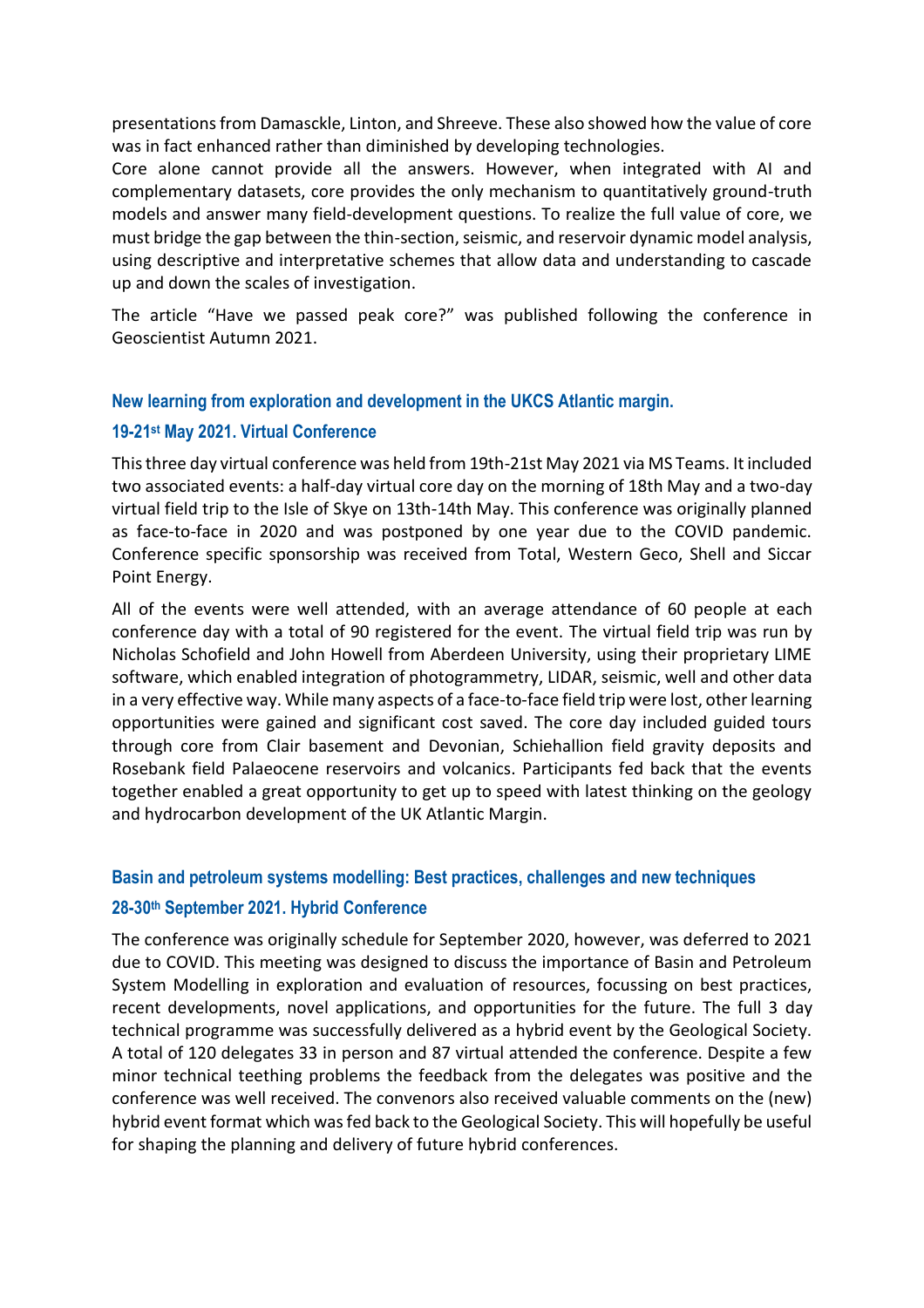presentations from Damasckle, Linton, and Shreeve. These also showed how the value of core was in fact enhanced rather than diminished by developing technologies.

Core alone cannot provide all the answers. However, when integrated with AI and complementary datasets, core provides the only mechanism to quantitatively ground-truth models and answer many field-development questions. To realize the full value of core, we must bridge the gap between the thin-section, seismic, and reservoir dynamic model analysis, using descriptive and interpretative schemes that allow data and understanding to cascade up and down the scales of investigation.

The article "Have we passed peak core?" was published following the conference in Geoscientist Autumn 2021.

### New learning from exploration and development in the UKCS Atlantic margin.

#### 19-21st May 2021. Virtual Conference

This three day virtual conference was held from 19th-21st May 2021 via MS Teams. It included two associated events: a half-day virtual core day on the morning of 18th May and a two-day virtual field trip to the Isle of Skye on 13th-14th May. This conference was originally planned as face-to-face in 2020 and was postponed by one year due to the COVID pandemic. Conference specific sponsorship was received from Total, Western Geco, Shell and Siccar Point Energy.

All of the events were well attended, with an average attendance of 60 people at each conference day with a total of 90 registered for the event. The virtual field trip was run by Nicholas Schofield and John Howell from Aberdeen University, using their proprietary LIME software, which enabled integration of photogrammetry, LIDAR, seismic, well and other data in a very effective way. While many aspects of a face-to-face field trip were lost, other learning opportunities were gained and significant cost saved. The core day included guided tours through core from Clair basement and Devonian, Schiehallion field gravity deposits and Rosebank field Palaeocene reservoirs and volcanics. Participants fed back that the events together enabled a great opportunity to get up to speed with latest thinking on the geology and hydrocarbon development of the UK Atlantic Margin.

### Basin and petroleum systems modelling: Best practices, challenges and new techniques

#### 28-30th September 2021. Hybrid Conference

The conference was originally schedule for September 2020, however, was deferred to 2021 due to COVID. This meeting was designed to discuss the importance of Basin and Petroleum System Modelling in exploration and evaluation of resources, focussing on best practices, recent developments, novel applications, and opportunities for the future. The full 3 day technical programme was successfully delivered as a hybrid event by the Geological Society. A total of 120 delegates 33 in person and 87 virtual attended the conference. Despite a few minor technical teething problems the feedback from the delegates was positive and the conference was well received. The convenors also received valuable comments on the (new) hybrid event format which was fed back to the Geological Society. This will hopefully be useful for shaping the planning and delivery of future hybrid conferences.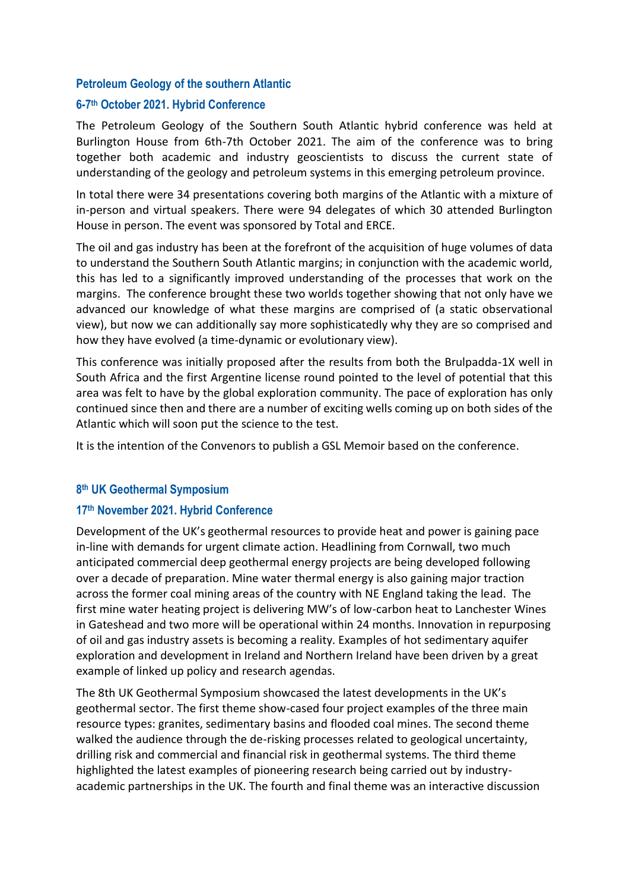### Petroleum Geology of the southern Atlantic

### 6-7th October 2021. Hybrid Conference

The Petroleum Geology of the Southern South Atlantic hybrid conference was held at Burlington House from 6th-7th October 2021. The aim of the conference was to bring together both academic and industry geoscientists to discuss the current state of understanding of the geology and petroleum systems in this emerging petroleum province.

In total there were 34 presentations covering both margins of the Atlantic with a mixture of in-person and virtual speakers. There were 94 delegates of which 30 attended Burlington House in person. The event was sponsored by Total and ERCE.

The oil and gas industry has been at the forefront of the acquisition of huge volumes of data to understand the Southern South Atlantic margins; in conjunction with the academic world, this has led to a significantly improved understanding of the processes that work on the margins. The conference brought these two worlds together showing that not only have we advanced our knowledge of what these margins are comprised of (a static observational view), but now we can additionally say more sophisticatedly why they are so comprised and how they have evolved (a time-dynamic or evolutionary view).

This conference was initially proposed after the results from both the Brulpadda-1X well in South Africa and the first Argentine license round pointed to the level of potential that this area was felt to have by the global exploration community. The pace of exploration has only continued since then and there are a number of exciting wells coming up on both sides of the Atlantic which will soon put the science to the test.

It is the intention of the Convenors to publish a GSL Memoir based on the conference.

### 8th UK Geothermal Symposium

### 17th November 2021. Hybrid Conference

Development of the UK's geothermal resources to provide heat and power is gaining pace in-line with demands for urgent climate action. Headlining from Cornwall, two much anticipated commercial deep geothermal energy projects are being developed following over a decade of preparation. Mine water thermal energy is also gaining major traction across the former coal mining areas of the country with NE England taking the lead. The first mine water heating project is delivering MW's of low-carbon heat to Lanchester Wines in Gateshead and two more will be operational within 24 months. Innovation in repurposing of oil and gas industry assets is becoming a reality. Examples of hot sedimentary aquifer exploration and development in Ireland and Northern Ireland have been driven by a great example of linked up policy and research agendas.

The 8th UK Geothermal Symposium showcased the latest developments in the UK's geothermal sector. The first theme show-cased four project examples of the three main resource types: granites, sedimentary basins and flooded coal mines. The second theme walked the audience through the de-risking processes related to geological uncertainty, drilling risk and commercial and financial risk in geothermal systems. The third theme highlighted the latest examples of pioneering research being carried out by industry-academic partnerships in the UK. The fourth and final theme was an interactive discussion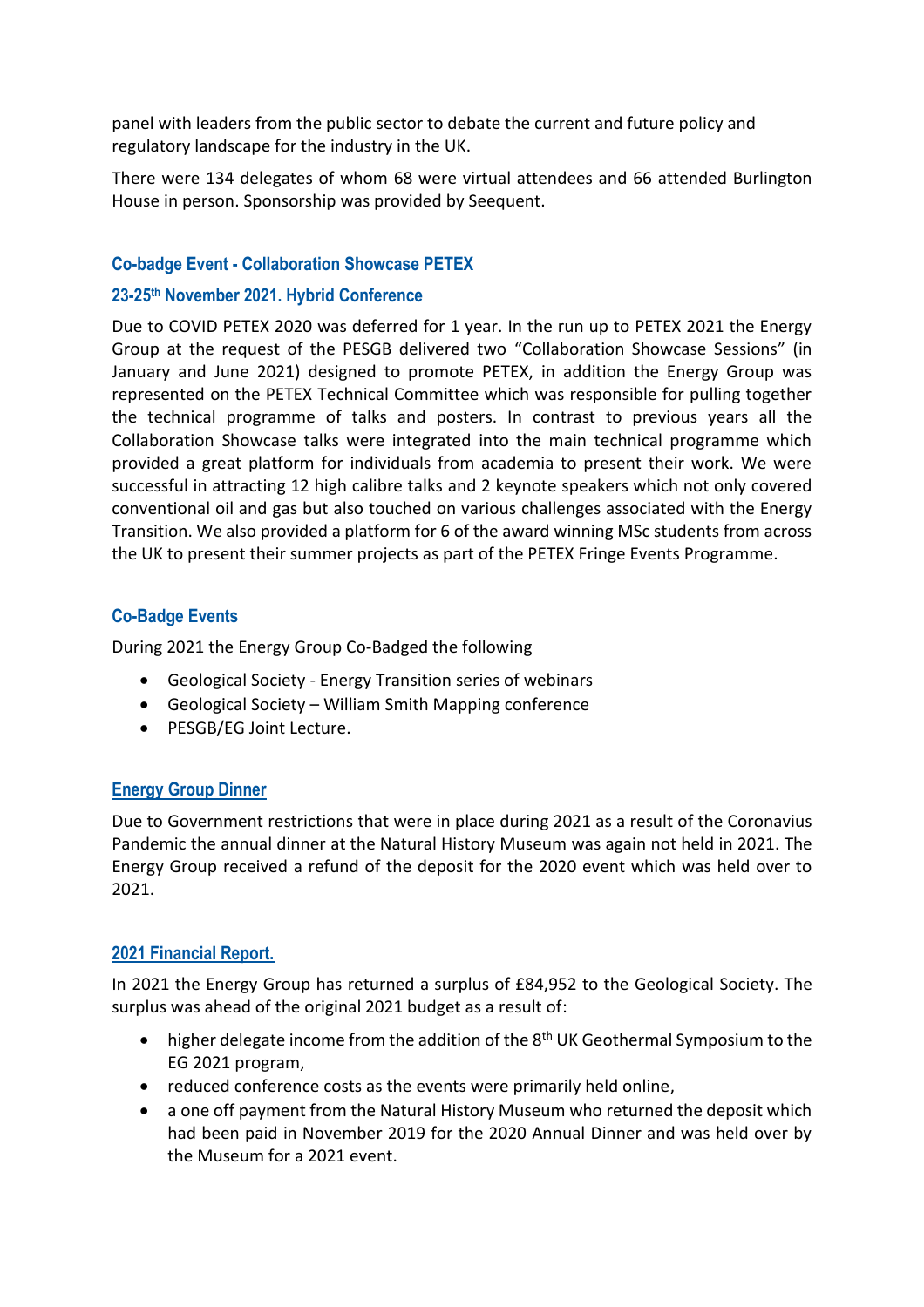panel with leaders from the public sector to debate the current and future policy and regulatory landscape for the industry in the UK.

There were 134 delegates of whom 68 were virtual attendees and 66 attended Burlington House in person. Sponsorship was provided by Seequent.

### Co-badge Event - Collaboration Showcase PETEX

### 23-25th November 2021. Hybrid Conference

Due to COVID PETEX 2020 was deferred for 1 year. In the run up to PETEX 2021 the Energy Group at the request of the PESGB delivered two "Collaboration Showcase Sessions" (in January and June 2021) designed to promote PETEX, in addition the Energy Group was represented on the PETEX Technical Committee which was responsible for pulling together the technical programme of talks and posters. In contrast to previous years all the Collaboration Showcase talks were integrated into the main technical programme which provided a great platform for individuals from academia to present their work. We were successful in attracting 12 high calibre talks and 2 keynote speakers which not only covered conventional oil and gas but also touched on various challenges associated with the Energy Transition. We also provided a platform for 6 of the award winning MSc students from across the UK to present their summer projects as part of the PETEX Fringe Events Programme.

### Co-Badge Events

During 2021 the Energy Group Co-Badged the following

- Geological Society - Energy Transition series of webinars
- Geological Society – William Smith Mapping conference
- PESGB/EG Joint Lecture.

### Energy Group Dinner

Due to Government restrictions that were in place during 2021 as a result of the Coronavius Pandemic the annual dinner at the Natural History Museum was again not held in 2021. The Energy Group received a refund of the deposit for the 2020 event which was held over to 2021.

### 2021 Financial Report.

In 2021 the Energy Group has returned a surplus of £84,952 to the Geological Society. The surplus was ahead of the original 2021 budget as a result of:

- higher delegate income from the addition of the 8th UK Geothermal Symposium to the EG 2021 program,
- reduced conference costs as the events were primarily held online,
- a one off payment from the Natural History Museum who returned the deposit which had been paid in November 2019 for the 2020 Annual Dinner and was held over by the Museum for a 2021 event.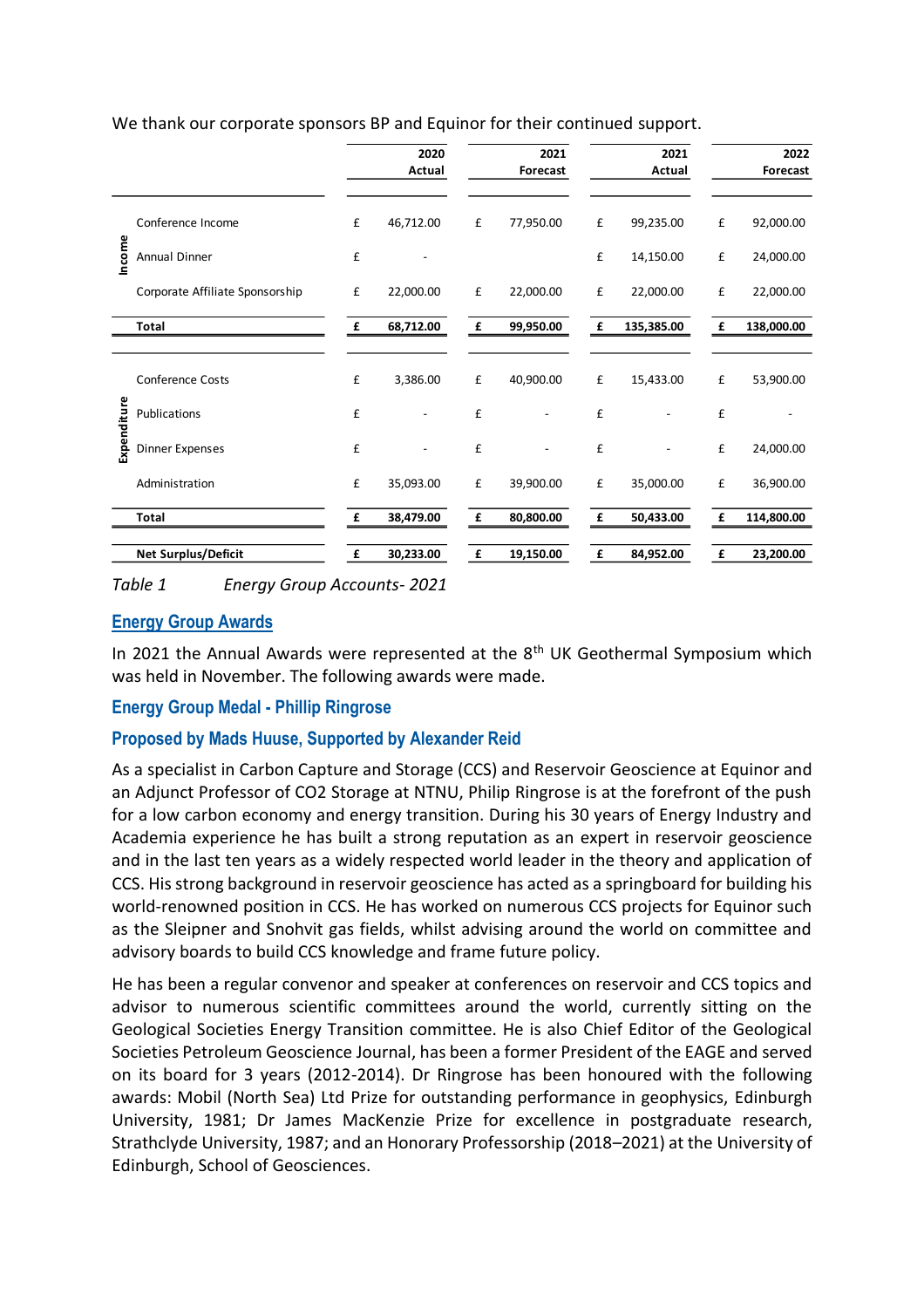We thank our corporate sponsors BP and Equinor for their continued support.

| | | 2020 Actual | 2021 Forecast | 2021 Actual | 2022 Forecast |
|---|---|---|---|---|---|
| Income | Conference Income | £ 46,712.00 | £ 77,950.00 | £ 99,235.00 | £ 92,000.00 |
| | Annual Dinner | £ - | | £ 14,150.00 | £ 24,000.00 |
| | Corporate Affiliate Sponsorship | £ 22,000.00 | £ 22,000.00 | £ 22,000.00 | £ 22,000.00 |
| | **Total** | **£ 68,712.00** | **£ 99,950.00** | **£ 135,385.00** | **£ 138,000.00** |
| Expenditure | Conference Costs | £ 3,386.00 | £ 40,900.00 | £ 15,433.00 | £ 53,900.00 |
| | Publications | £ - | £ - | £ - | £ - |
| | Dinner Expenses | £ - | £ - | £ - | £ 24,000.00 |
| | Administration | £ 35,093.00 | £ 39,900.00 | £ 35,000.00 | £ 36,900.00 |
| | **Total** | **£ 38,479.00** | **£ 80,800.00** | **£ 50,433.00** | **£ 114,800.00** |
| | **Net Surplus/Deficit** | **£ 30,233.00** | **£ 19,150.00** | **£ 84,952.00** | **£ 23,200.00** |

*Table 1 Energy Group Accounts- 2021*

## Energy Group Awards

In 2021 the Annual Awards were represented at the 8th UK Geothermal Symposium which was held in November. The following awards were made.

### Energy Group Medal - Phillip Ringrose

### Proposed by Mads Huuse, Supported by Alexander Reid

As a specialist in Carbon Capture and Storage (CCS) and Reservoir Geoscience at Equinor and an Adjunct Professor of CO2 Storage at NTNU, Philip Ringrose is at the forefront of the push for a low carbon economy and energy transition. During his 30 years of Energy Industry and Academia experience he has built a strong reputation as an expert in reservoir geoscience and in the last ten years as a widely respected world leader in the theory and application of CCS. His strong background in reservoir geoscience has acted as a springboard for building his world-renowned position in CCS. He has worked on numerous CCS projects for Equinor such as the Sleipner and Snohvit gas fields, whilst advising around the world on committee and advisory boards to build CCS knowledge and frame future policy.

He has been a regular convenor and speaker at conferences on reservoir and CCS topics and advisor to numerous scientific committees around the world, currently sitting on the Geological Societies Energy Transition committee. He is also Chief Editor of the Geological Societies Petroleum Geoscience Journal, has been a former President of the EAGE and served on its board for 3 years (2012-2014). Dr Ringrose has been honoured with the following awards: Mobil (North Sea) Ltd Prize for outstanding performance in geophysics, Edinburgh University, 1981; Dr James MacKenzie Prize for excellence in postgraduate research, Strathclyde University, 1987; and an Honorary Professorship (2018–2021) at the University of Edinburgh, School of Geosciences.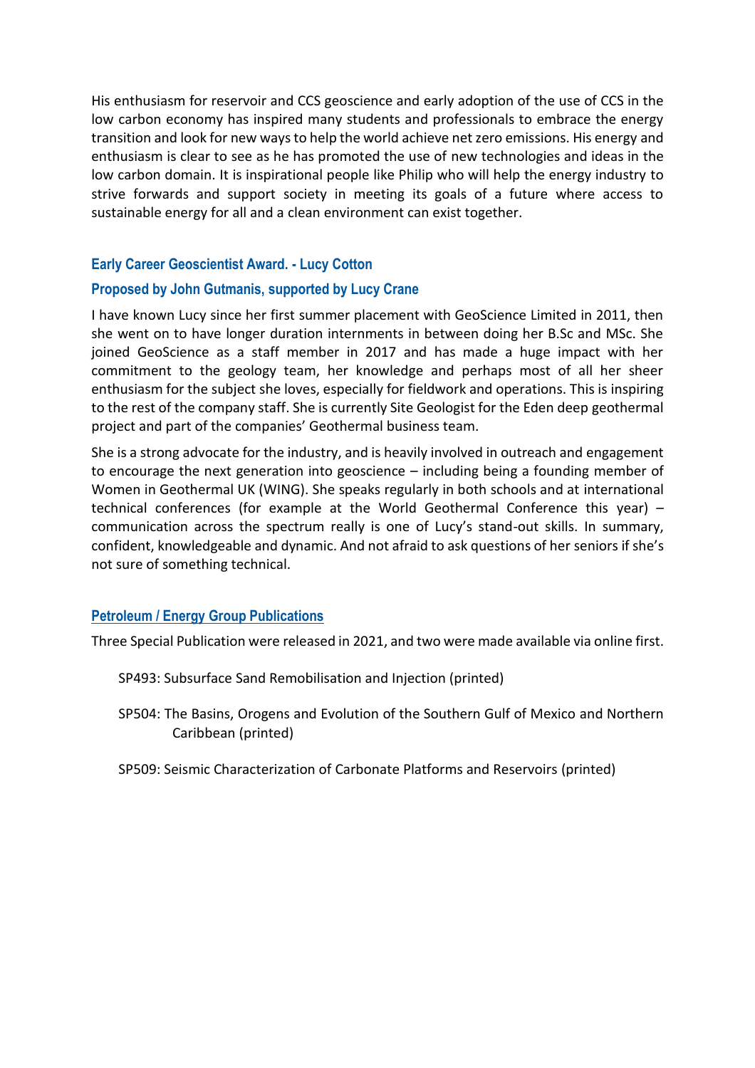His enthusiasm for reservoir and CCS geoscience and early adoption of the use of CCS in the low carbon economy has inspired many students and professionals to embrace the energy transition and look for new ways to help the world achieve net zero emissions. His energy and enthusiasm is clear to see as he has promoted the use of new technologies and ideas in the low carbon domain. It is inspirational people like Philip who will help the energy industry to strive forwards and support society in meeting its goals of a future where access to sustainable energy for all and a clean environment can exist together.

### Early Career Geoscientist Award. - Lucy Cotton

### Proposed by John Gutmanis, supported by Lucy Crane

I have known Lucy since her first summer placement with GeoScience Limited in 2011, then she went on to have longer duration internments in between doing her B.Sc and MSc. She joined GeoScience as a staff member in 2017 and has made a huge impact with her commitment to the geology team, her knowledge and perhaps most of all her sheer enthusiasm for the subject she loves, especially for fieldwork and operations. This is inspiring to the rest of the company staff. She is currently Site Geologist for the Eden deep geothermal project and part of the companies' Geothermal business team.

She is a strong advocate for the industry, and is heavily involved in outreach and engagement to encourage the next generation into geoscience – including being a founding member of Women in Geothermal UK (WING). She speaks regularly in both schools and at international technical conferences (for example at the World Geothermal Conference this year) – communication across the spectrum really is one of Lucy's stand-out skills. In summary, confident, knowledgeable and dynamic. And not afraid to ask questions of her seniors if she's not sure of something technical.

### Petroleum / Energy Group Publications

Three Special Publication were released in 2021, and two were made available via online first.

- SP493: Subsurface Sand Remobilisation and Injection (printed)
- SP504: The Basins, Orogens and Evolution of the Southern Gulf of Mexico and Northern Caribbean (printed)
- SP509: Seismic Characterization of Carbonate Platforms and Reservoirs (printed)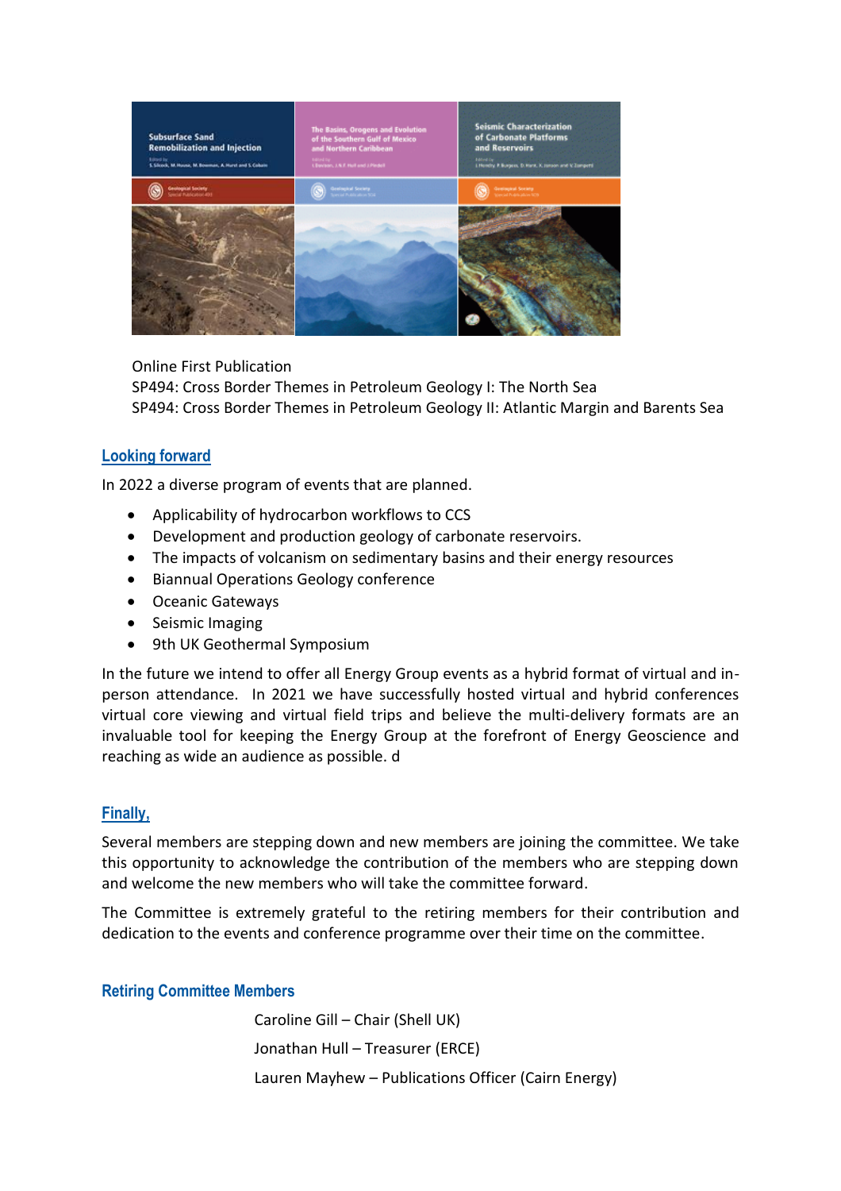Online First Publication
SP494: Cross Border Themes in Petroleum Geology I: The North Sea
SP494: Cross Border Themes in Petroleum Geology II: Atlantic Margin and Barents Sea

## Looking forward

In 2022 a diverse program of events that are planned.

- Applicability of hydrocarbon workflows to CCS
- Development and production geology of carbonate reservoirs.
- The impacts of volcanism on sedimentary basins and their energy resources
- Biannual Operations Geology conference
- Oceanic Gateways
- Seismic Imaging
- 9th UK Geothermal Symposium

In the future we intend to offer all Energy Group events as a hybrid format of virtual and in-person attendance. In 2021 we have successfully hosted virtual and hybrid conferences virtual core viewing and virtual field trips and believe the multi-delivery formats are an invaluable tool for keeping the Energy Group at the forefront of Energy Geoscience and reaching as wide an audience as possible. d

## Finally,

Several members are stepping down and new members are joining the committee. We take this opportunity to acknowledge the contribution of the members who are stepping down and welcome the new members who will take the committee forward.

The Committee is extremely grateful to the retiring members for their contribution and dedication to the events and conference programme over their time on the committee.

### Retiring Committee Members

Caroline Gill – Chair (Shell UK)

Jonathan Hull – Treasurer (ERCE)

Lauren Mayhew – Publications Officer (Cairn Energy)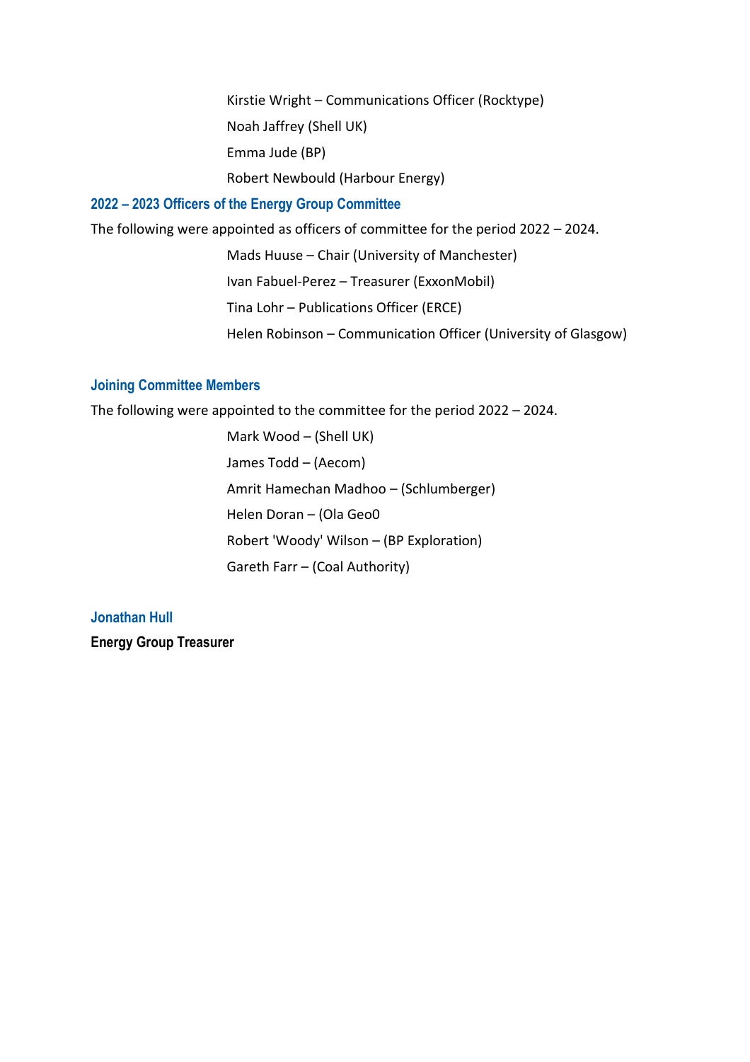Kirstie Wright – Communications Officer (Rocktype)

Noah Jaffrey (Shell UK)

Emma Jude (BP)

Robert Newbould (Harbour Energy)

## 2022 – 2023 Officers of the Energy Group Committee

The following were appointed as officers of committee for the period 2022 – 2024.

Mads Huuse – Chair (University of Manchester)

Ivan Fabuel-Perez – Treasurer (ExxonMobil)

Tina Lohr – Publications Officer (ERCE)

Helen Robinson – Communication Officer (University of Glasgow)

## Joining Committee Members

The following were appointed to the committee for the period 2022 – 2024.

Mark Wood – (Shell UK)

James Todd – (Aecom)

Amrit Hamechan Madhoo – (Schlumberger)

Helen Doran – (Ola Geo0

Robert 'Woody' Wilson – (BP Exploration)

Gareth Farr – (Coal Authority)

## Jonathan Hull

**Energy Group Treasurer**